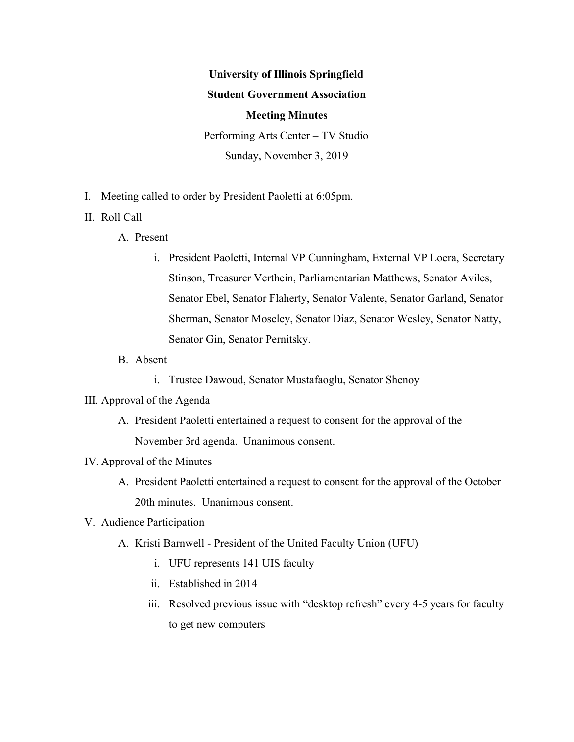**University of Illinois Springfield**

**Student Government Association**

**Meeting Minutes**

Performing Arts Center – TV Studio

Sunday, November 3, 2019

I. Meeting called to order by President Paoletti at 6:05pm.

II. Roll Call

   A. Present

      i. President Paoletti, Internal VP Cunningham, External VP Loera, Secretary Stinson, Treasurer Verthein, Parliamentarian Matthews, Senator Aviles, Senator Ebel, Senator Flaherty, Senator Valente, Senator Garland, Senator Sherman, Senator Moseley, Senator Diaz, Senator Wesley, Senator Natty, Senator Gin, Senator Pernitsky.

   B. Absent

      i. Trustee Dawoud, Senator Mustafaoglu, Senator Shenoy

III. Approval of the Agenda

   A. President Paoletti entertained a request to consent for the approval of the November 3rd agenda. Unanimous consent.

IV. Approval of the Minutes

   A. President Paoletti entertained a request to consent for the approval of the October 20th minutes. Unanimous consent.

V. Audience Participation

   A. Kristi Barnwell - President of the United Faculty Union (UFU)

      i. UFU represents 141 UIS faculty

      ii. Established in 2014

      iii. Resolved previous issue with "desktop refresh" every 4-5 years for faculty to get new computers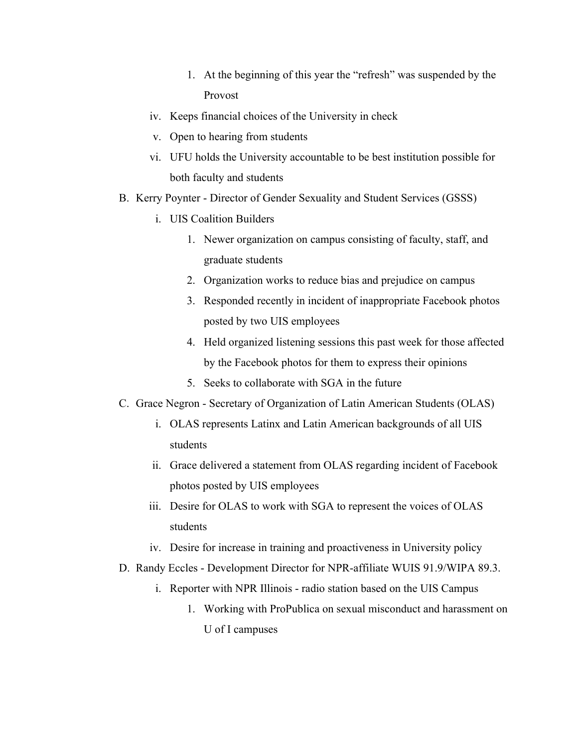1. At the beginning of this year the "refresh" was suspended by the Provost

iv. Keeps financial choices of the University in check

v. Open to hearing from students

vi. UFU holds the University accountable to be best institution possible for both faculty and students

B. Kerry Poynter - Director of Gender Sexuality and Student Services (GSSS)

 i. UIS Coalition Builders

  1. Newer organization on campus consisting of faculty, staff, and graduate students
  2. Organization works to reduce bias and prejudice on campus
  3. Responded recently in incident of inappropriate Facebook photos posted by two UIS employees
  4. Held organized listening sessions this past week for those affected by the Facebook photos for them to express their opinions
  5. Seeks to collaborate with SGA in the future

C. Grace Negron - Secretary of Organization of Latin American Students (OLAS)

 i. OLAS represents Latinx and Latin American backgrounds of all UIS students

 ii. Grace delivered a statement from OLAS regarding incident of Facebook photos posted by UIS employees

 iii. Desire for OLAS to work with SGA to represent the voices of OLAS students

 iv. Desire for increase in training and proactiveness in University policy

D. Randy Eccles - Development Director for NPR-affiliate WUIS 91.9/WIPA 89.3.

 i. Reporter with NPR Illinois - radio station based on the UIS Campus

  1. Working with ProPublica on sexual misconduct and harassment on U of I campuses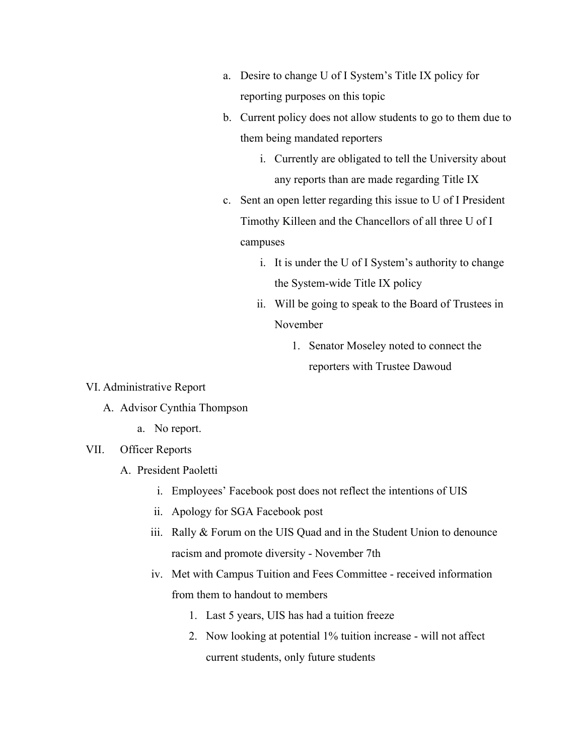a. Desire to change U of I System's Title IX policy for reporting purposes on this topic
b. Current policy does not allow students to go to them due to them being mandated reporters
    i. Currently are obligated to tell the University about any reports than are made regarding Title IX
c. Sent an open letter regarding this issue to U of I President Timothy Killeen and the Chancellors of all three U of I campuses
    i. It is under the U of I System's authority to change the System-wide Title IX policy
    ii. Will be going to speak to the Board of Trustees in November
        1. Senator Moseley noted to connect the reporters with Trustee Dawoud

VI. Administrative Report

A. Advisor Cynthia Thompson
    a. No report.

VII. Officer Reports

A. President Paoletti
    i. Employees' Facebook post does not reflect the intentions of UIS
    ii. Apology for SGA Facebook post
    iii. Rally & Forum on the UIS Quad and in the Student Union to denounce racism and promote diversity - November 7th
    iv. Met with Campus Tuition and Fees Committee - received information from them to handout to members
        1. Last 5 years, UIS has had a tuition freeze
        2. Now looking at potential 1% tuition increase - will not affect current students, only future students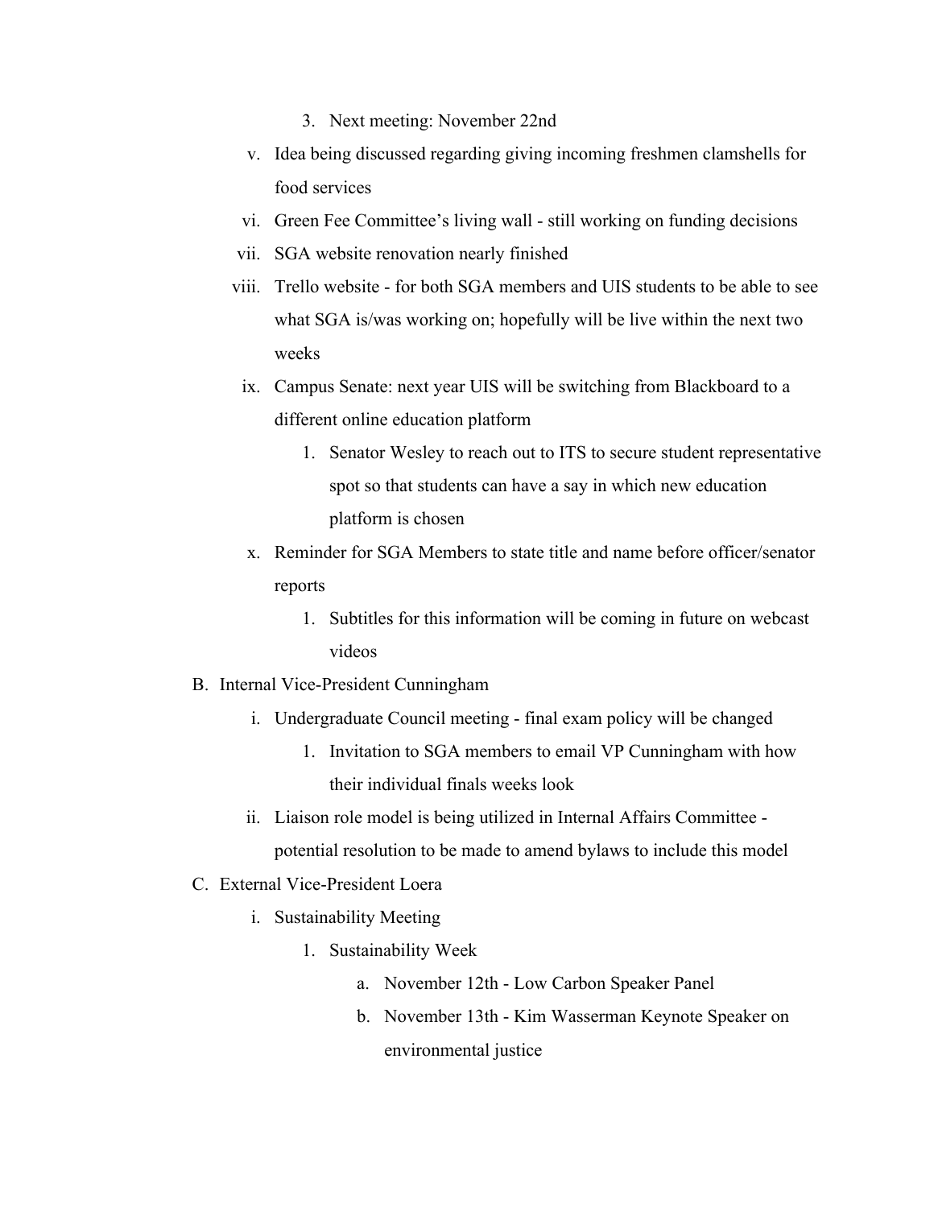3. Next meeting: November 22nd

  v. Idea being discussed regarding giving incoming freshmen clamshells for food services

  vi. Green Fee Committee's living wall - still working on funding decisions

  vii. SGA website renovation nearly finished

  viii. Trello website - for both SGA members and UIS students to be able to see what SGA is/was working on; hopefully will be live within the next two weeks

  ix. Campus Senate: next year UIS will be switching from Blackboard to a different online education platform

        1. Senator Wesley to reach out to ITS to secure student representative spot so that students can have a say in which new education platform is chosen

  x. Reminder for SGA Members to state title and name before officer/senator reports

        1. Subtitles for this information will be coming in future on webcast videos

B. Internal Vice-President Cunningham

  i. Undergraduate Council meeting - final exam policy will be changed

        1. Invitation to SGA members to email VP Cunningham with how their individual finals weeks look

  ii. Liaison role model is being utilized in Internal Affairs Committee - potential resolution to be made to amend bylaws to include this model

C. External Vice-President Loera

  i. Sustainability Meeting

        1. Sustainability Week

            a. November 12th - Low Carbon Speaker Panel

            b. November 13th - Kim Wasserman Keynote Speaker on environmental justice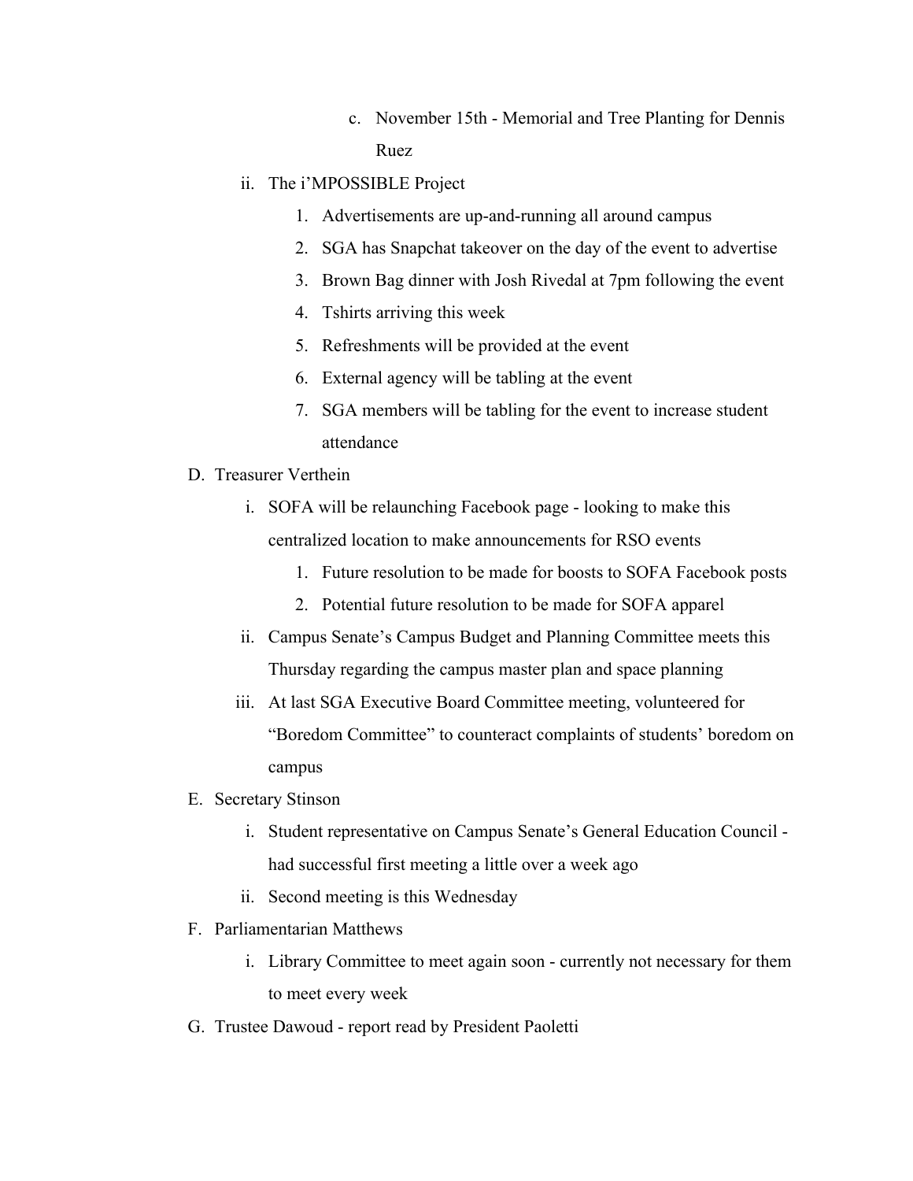c. November 15th - Memorial and Tree Planting for Dennis Ruez

ii. The i'MPOSSIBLE Project

1. Advertisements are up-and-running all around campus
2. SGA has Snapchat takeover on the day of the event to advertise
3. Brown Bag dinner with Josh Rivedal at 7pm following the event
4. Tshirts arriving this week
5. Refreshments will be provided at the event
6. External agency will be tabling at the event
7. SGA members will be tabling for the event to increase student attendance

D. Treasurer Verthein

i. SOFA will be relaunching Facebook page - looking to make this centralized location to make announcements for RSO events

1. Future resolution to be made for boosts to SOFA Facebook posts
2. Potential future resolution to be made for SOFA apparel

ii. Campus Senate's Campus Budget and Planning Committee meets this Thursday regarding the campus master plan and space planning

iii. At last SGA Executive Board Committee meeting, volunteered for "Boredom Committee" to counteract complaints of students' boredom on campus

E. Secretary Stinson

i. Student representative on Campus Senate's General Education Council - had successful first meeting a little over a week ago

ii. Second meeting is this Wednesday

F. Parliamentarian Matthews

i. Library Committee to meet again soon - currently not necessary for them to meet every week

G. Trustee Dawoud - report read by President Paoletti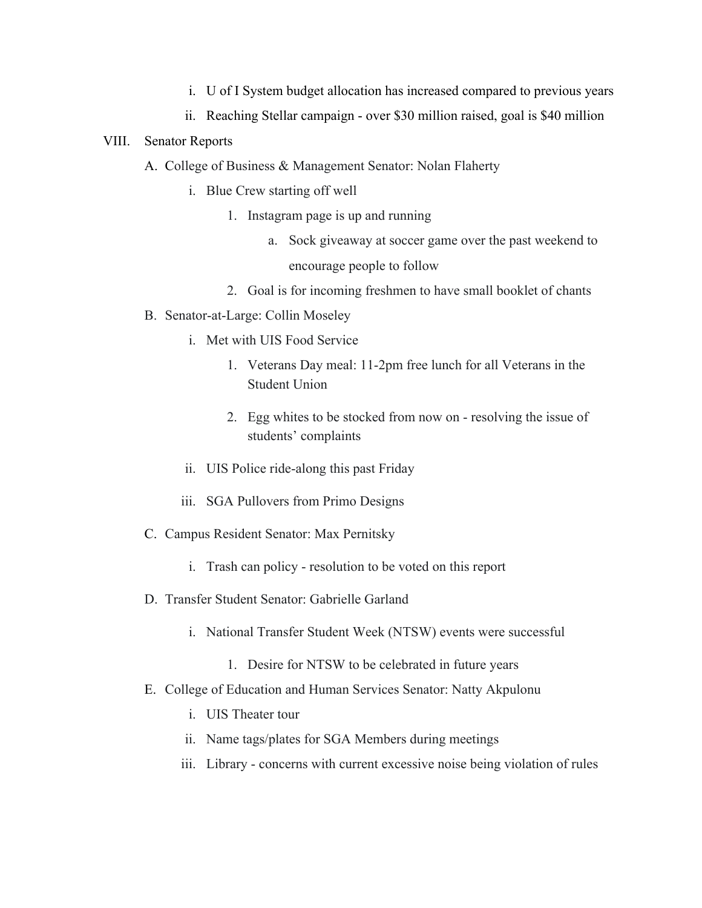i. U of I System budget allocation has increased compared to previous years
ii. Reaching Stellar campaign - over $30 million raised, goal is $40 million

VIII. Senator Reports

A. College of Business & Management Senator: Nolan Flaherty
- i. Blue Crew starting off well
  1. Instagram page is up and running
     a. Sock giveaway at soccer game over the past weekend to encourage people to follow
  2. Goal is for incoming freshmen to have small booklet of chants

B. Senator-at-Large: Collin Moseley
- i. Met with UIS Food Service
  1. Veterans Day meal: 11-2pm free lunch for all Veterans in the Student Union
  2. Egg whites to be stocked from now on - resolving the issue of students' complaints
- ii. UIS Police ride-along this past Friday
- iii. SGA Pullovers from Primo Designs

C. Campus Resident Senator: Max Pernitsky
- i. Trash can policy - resolution to be voted on this report

D. Transfer Student Senator: Gabrielle Garland
- i. National Transfer Student Week (NTSW) events were successful
  1. Desire for NTSW to be celebrated in future years

E. College of Education and Human Services Senator: Natty Akpulonu
- i. UIS Theater tour
- ii. Name tags/plates for SGA Members during meetings
- iii. Library - concerns with current excessive noise being violation of rules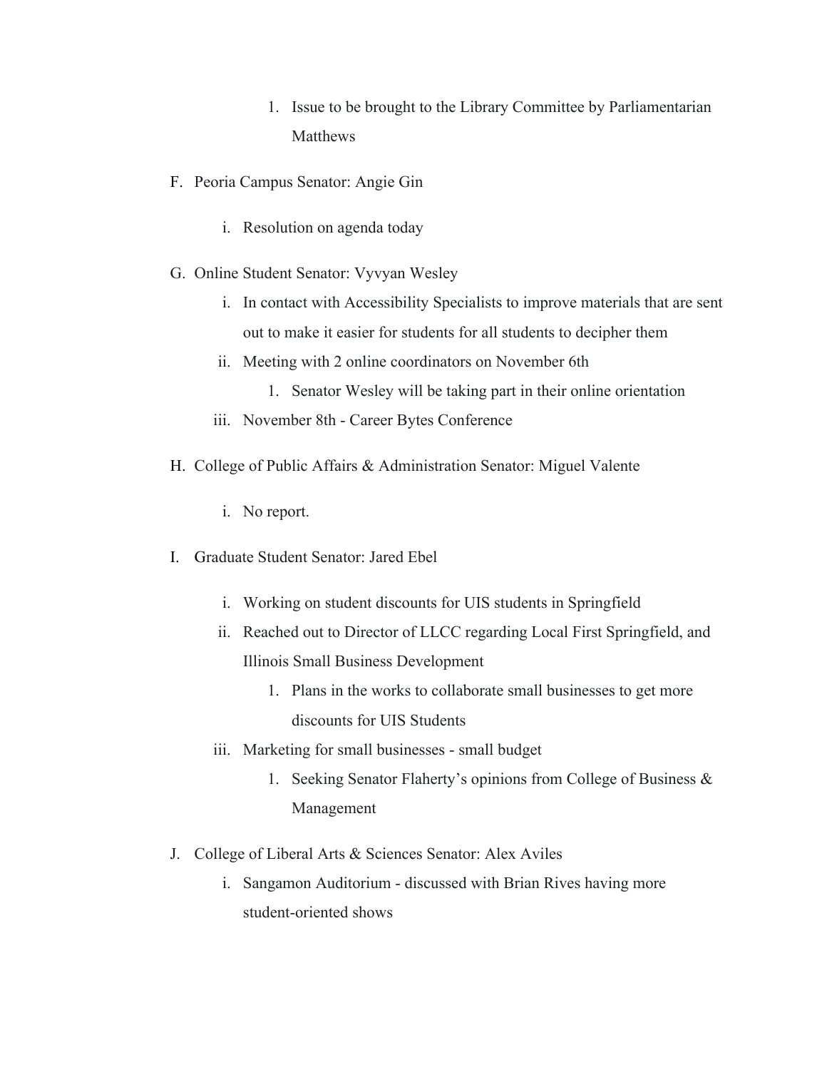1. Issue to be brought to the Library Committee by Parliamentarian Matthews

F. Peoria Campus Senator: Angie Gin

   i. Resolution on agenda today

G. Online Student Senator: Vyvyan Wesley

   i. In contact with Accessibility Specialists to improve materials that are sent out to make it easier for students for all students to decipher them
   ii. Meeting with 2 online coordinators on November 6th
      1. Senator Wesley will be taking part in their online orientation
   iii. November 8th - Career Bytes Conference

H. College of Public Affairs & Administration Senator: Miguel Valente

   i. No report.

I. Graduate Student Senator: Jared Ebel

   i. Working on student discounts for UIS students in Springfield
   ii. Reached out to Director of LLCC regarding Local First Springfield, and Illinois Small Business Development
      1. Plans in the works to collaborate small businesses to get more discounts for UIS Students
   iii. Marketing for small businesses - small budget
      1. Seeking Senator Flaherty's opinions from College of Business & Management

J. College of Liberal Arts & Sciences Senator: Alex Aviles

   i. Sangamon Auditorium - discussed with Brian Rives having more student-oriented shows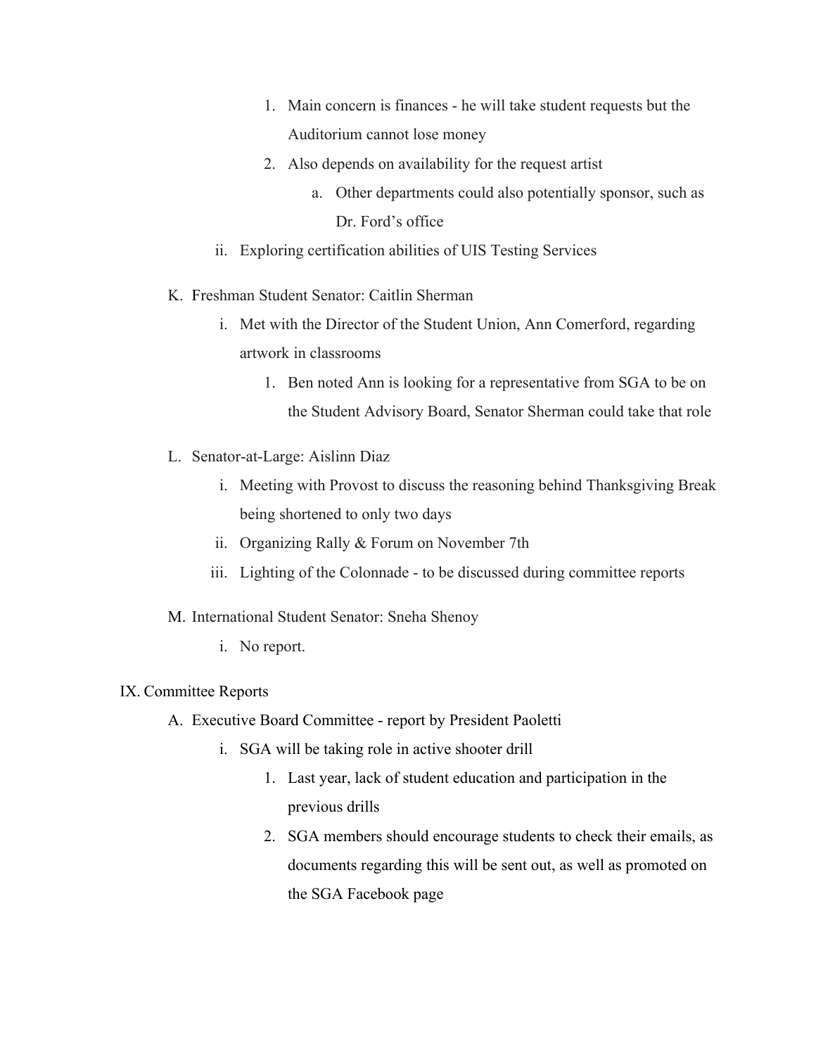1. Main concern is finances - he will take student requests but the Auditorium cannot lose money
2. Also depends on availability for the request artist
   a. Other departments could also potentially sponsor, such as Dr. Ford's office

ii. Exploring certification abilities of UIS Testing Services

K. Freshman Student Senator: Caitlin Sherman

i. Met with the Director of the Student Union, Ann Comerford, regarding artwork in classrooms
   1. Ben noted Ann is looking for a representative from SGA to be on the Student Advisory Board, Senator Sherman could take that role

L. Senator-at-Large: Aislinn Diaz

i. Meeting with Provost to discuss the reasoning behind Thanksgiving Break being shortened to only two days

ii. Organizing Rally & Forum on November 7th

iii. Lighting of the Colonnade - to be discussed during committee reports

M. International Student Senator: Sneha Shenoy

i. No report.

IX. Committee Reports

A. Executive Board Committee - report by President Paoletti

i. SGA will be taking role in active shooter drill
   1. Last year, lack of student education and participation in the previous drills
   2. SGA members should encourage students to check their emails, as documents regarding this will be sent out, as well as promoted on the SGA Facebook page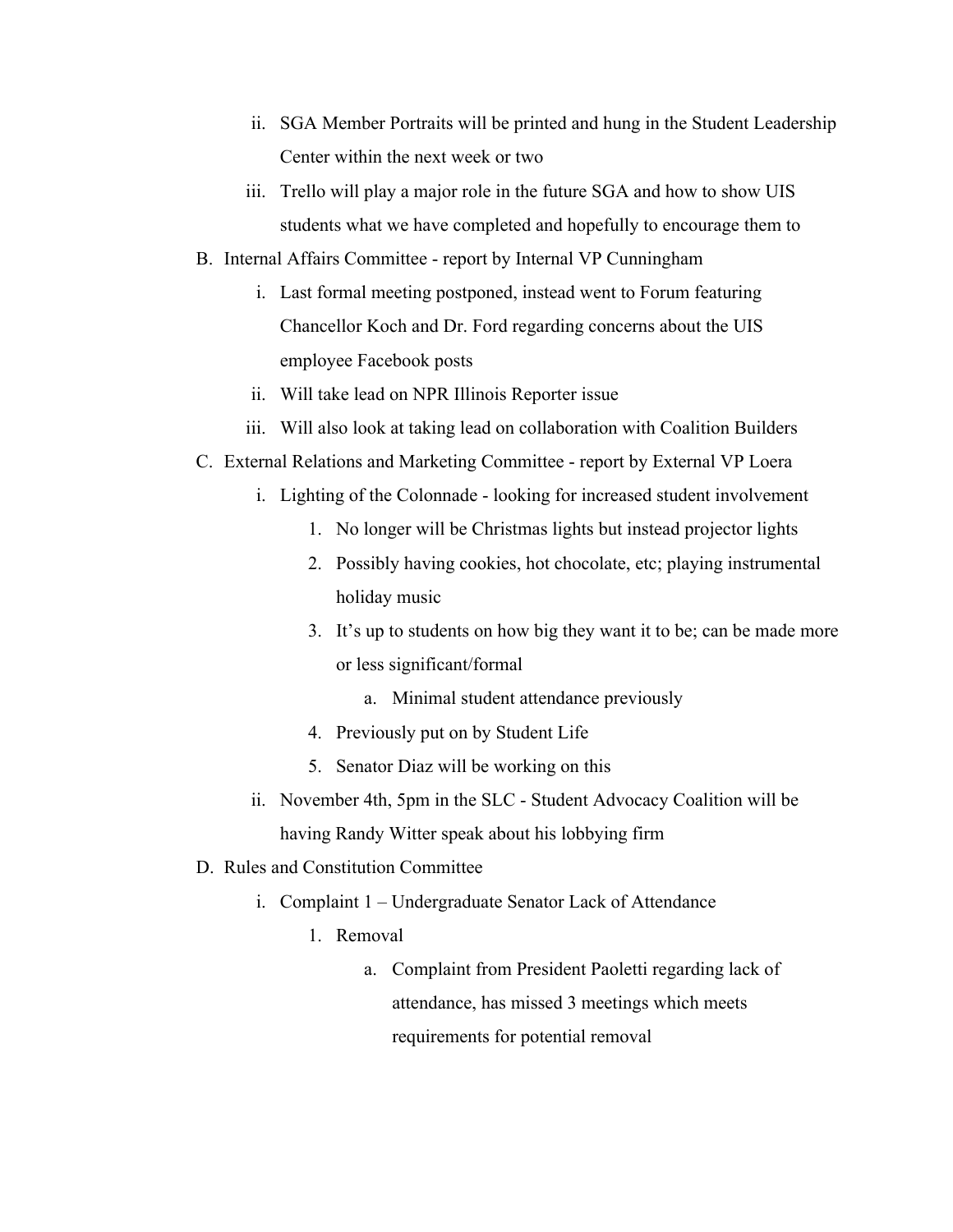ii. SGA Member Portraits will be printed and hung in the Student Leadership Center within the next week or two
   iii. Trello will play a major role in the future SGA and how to show UIS students what we have completed and hopefully to encourage them to

B. Internal Affairs Committee - report by Internal VP Cunningham
   i. Last formal meeting postponed, instead went to Forum featuring Chancellor Koch and Dr. Ford regarding concerns about the UIS employee Facebook posts
   ii. Will take lead on NPR Illinois Reporter issue
   iii. Will also look at taking lead on collaboration with Coalition Builders

C. External Relations and Marketing Committee - report by External VP Loera
   i. Lighting of the Colonnade - looking for increased student involvement
      1. No longer will be Christmas lights but instead projector lights
      2. Possibly having cookies, hot chocolate, etc; playing instrumental holiday music
      3. It's up to students on how big they want it to be; can be made more or less significant/formal
         a. Minimal student attendance previously
      4. Previously put on by Student Life
      5. Senator Diaz will be working on this
   ii. November 4th, 5pm in the SLC - Student Advocacy Coalition will be having Randy Witter speak about his lobbying firm

D. Rules and Constitution Committee
   i. Complaint 1 – Undergraduate Senator Lack of Attendance
      1. Removal
         a. Complaint from President Paoletti regarding lack of attendance, has missed 3 meetings which meets requirements for potential removal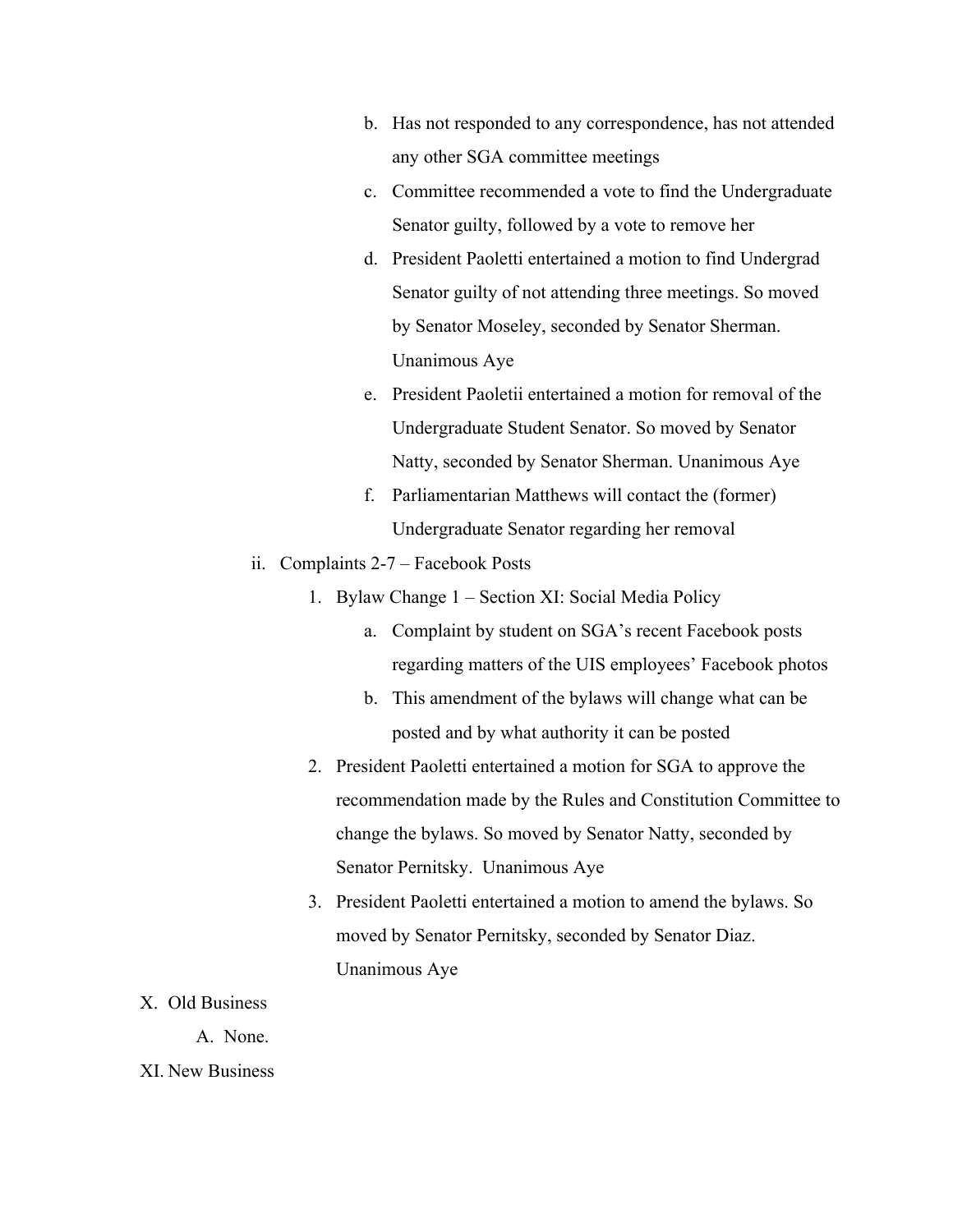b. Has not responded to any correspondence, has not attended any other SGA committee meetings
   c. Committee recommended a vote to find the Undergraduate Senator guilty, followed by a vote to remove her
   d. President Paoletti entertained a motion to find Undergrad Senator guilty of not attending three meetings. So moved by Senator Moseley, seconded by Senator Sherman. Unanimous Aye
   e. President Paoletii entertained a motion for removal of the Undergraduate Student Senator. So moved by Senator Natty, seconded by Senator Sherman. Unanimous Aye
   f. Parliamentarian Matthews will contact the (former) Undergraduate Senator regarding her removal

ii. Complaints 2-7 – Facebook Posts
   1. Bylaw Change 1 – Section XI: Social Media Policy
      a. Complaint by student on SGA's recent Facebook posts regarding matters of the UIS employees' Facebook photos
      b. This amendment of the bylaws will change what can be posted and by what authority it can be posted
   2. President Paoletti entertained a motion for SGA to approve the recommendation made by the Rules and Constitution Committee to change the bylaws. So moved by Senator Natty, seconded by Senator Pernitsky. Unanimous Aye
   3. President Paoletti entertained a motion to amend the bylaws. So moved by Senator Pernitsky, seconded by Senator Diaz. Unanimous Aye

X. Old Business
   A. None.

XI. New Business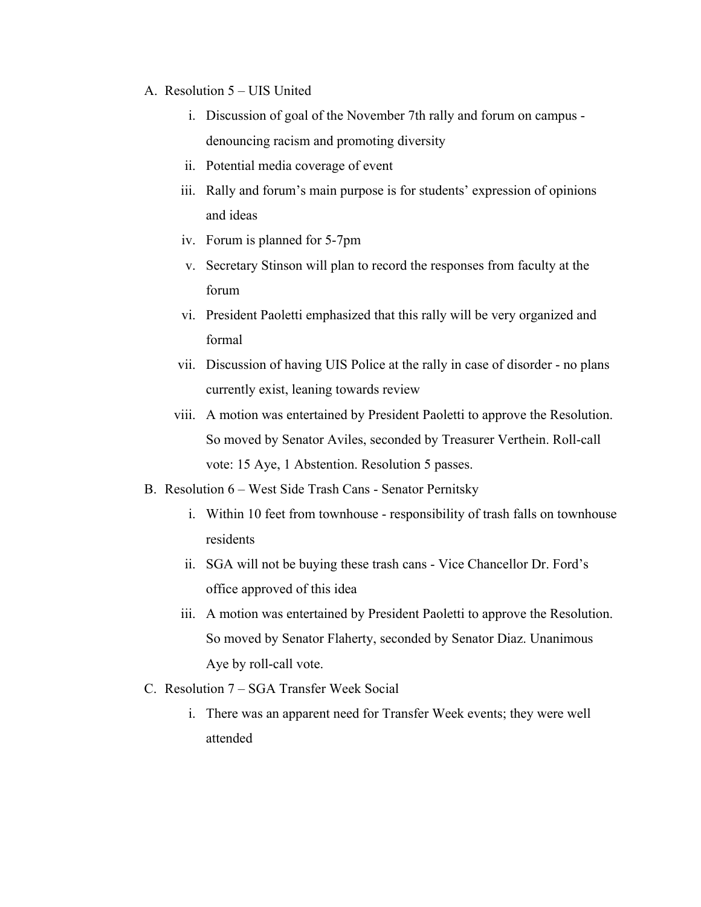A. Resolution 5 – UIS United

   i. Discussion of goal of the November 7th rally and forum on campus - denouncing racism and promoting diversity

   ii. Potential media coverage of event

   iii. Rally and forum's main purpose is for students' expression of opinions and ideas

   iv. Forum is planned for 5-7pm

   v. Secretary Stinson will plan to record the responses from faculty at the forum

   vi. President Paoletti emphasized that this rally will be very organized and formal

   vii. Discussion of having UIS Police at the rally in case of disorder - no plans currently exist, leaning towards review

   viii. A motion was entertained by President Paoletti to approve the Resolution. So moved by Senator Aviles, seconded by Treasurer Verthein. Roll-call vote: 15 Aye, 1 Abstention. Resolution 5 passes.

B. Resolution 6 – West Side Trash Cans - Senator Pernitsky

   i. Within 10 feet from townhouse - responsibility of trash falls on townhouse residents

   ii. SGA will not be buying these trash cans - Vice Chancellor Dr. Ford's office approved of this idea

   iii. A motion was entertained by President Paoletti to approve the Resolution. So moved by Senator Flaherty, seconded by Senator Diaz. Unanimous Aye by roll-call vote.

C. Resolution 7 – SGA Transfer Week Social

   i. There was an apparent need for Transfer Week events; they were well attended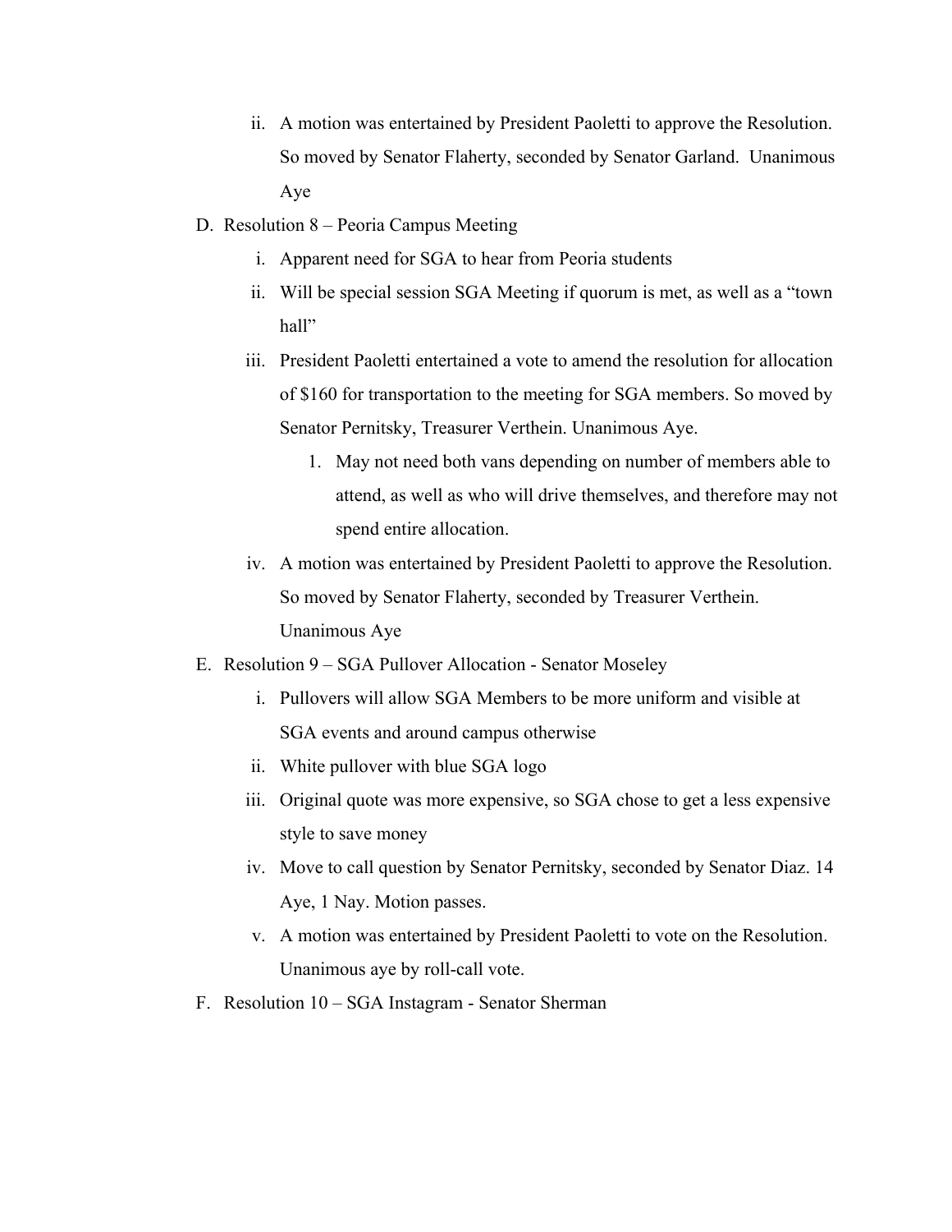ii. A motion was entertained by President Paoletti to approve the Resolution. So moved by Senator Flaherty, seconded by Senator Garland. Unanimous Aye

D. Resolution 8 – Peoria Campus Meeting
   i. Apparent need for SGA to hear from Peoria students
   ii. Will be special session SGA Meeting if quorum is met, as well as a "town hall"
   iii. President Paoletti entertained a vote to amend the resolution for allocation of $160 for transportation to the meeting for SGA members. So moved by Senator Pernitsky, Treasurer Verthein. Unanimous Aye.
      1. May not need both vans depending on number of members able to attend, as well as who will drive themselves, and therefore may not spend entire allocation.
   iv. A motion was entertained by President Paoletti to approve the Resolution. So moved by Senator Flaherty, seconded by Treasurer Verthein. Unanimous Aye

E. Resolution 9 – SGA Pullover Allocation - Senator Moseley
   i. Pullovers will allow SGA Members to be more uniform and visible at SGA events and around campus otherwise
   ii. White pullover with blue SGA logo
   iii. Original quote was more expensive, so SGA chose to get a less expensive style to save money
   iv. Move to call question by Senator Pernitsky, seconded by Senator Diaz. 14 Aye, 1 Nay. Motion passes.
   v. A motion was entertained by President Paoletti to vote on the Resolution. Unanimous aye by roll-call vote.

F. Resolution 10 – SGA Instagram - Senator Sherman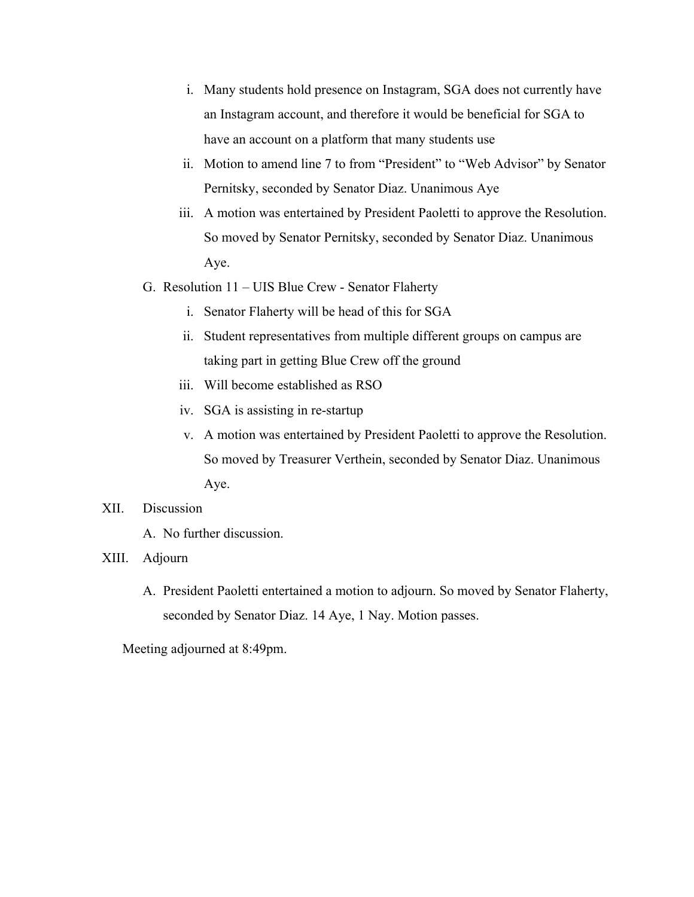i. Many students hold presence on Instagram, SGA does not currently have an Instagram account, and therefore it would be beneficial for SGA to have an account on a platform that many students use
   ii. Motion to amend line 7 to from "President" to "Web Advisor" by Senator Pernitsky, seconded by Senator Diaz. Unanimous Aye
   iii. A motion was entertained by President Paoletti to approve the Resolution. So moved by Senator Pernitsky, seconded by Senator Diaz. Unanimous Aye.

G. Resolution 11 – UIS Blue Crew - Senator Flaherty
   i. Senator Flaherty will be head of this for SGA
   ii. Student representatives from multiple different groups on campus are taking part in getting Blue Crew off the ground
   iii. Will become established as RSO
   iv. SGA is assisting in re-startup
   v. A motion was entertained by President Paoletti to approve the Resolution. So moved by Treasurer Verthein, seconded by Senator Diaz. Unanimous Aye.

XII. Discussion

A. No further discussion.

XIII. Adjourn

A. President Paoletti entertained a motion to adjourn. So moved by Senator Flaherty, seconded by Senator Diaz. 14 Aye, 1 Nay. Motion passes.

Meeting adjourned at 8:49pm.